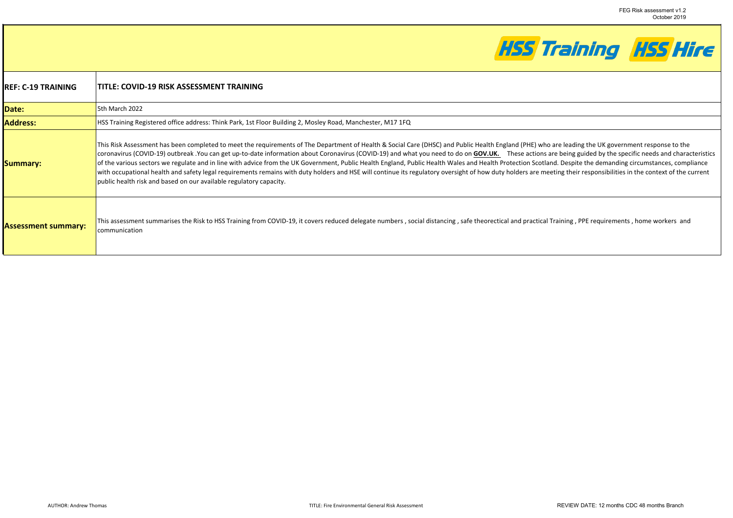**HSS Training** **HSS Hire**

| | |
|---|---|
| **REF: C-19 TRAINING** | **TITLE: COVID-19 RISK ASSESSMENT TRAINING** |
| **Date:** | 5th March 2022 |
| **Address:** | HSS Training Registered office address: Think Park, 1st Floor Building 2, Mosley Road, Manchester, M17 1FQ |
| **Summary:** | This Risk Assessment has been completed to meet the requirements of The Department of Health & Social Care (DHSC) and Public Health England (PHE) who are leading the UK government response to the coronavirus (COVID-19) outbreak .You can get up-to-date information about Coronavirus (COVID-19) and what you need to do on **GOV.UK.** These actions are being guided by the specific needs and characteristics of the various sectors we regulate and in line with advice from the UK Government, Public Health England, Public Health Wales and Health Protection Scotland. Despite the demanding circumstances, compliance with occupational health and safety legal requirements remains with duty holders and HSE will continue its regulatory oversight of how duty holders are meeting their responsibilities in the context of the current public health risk and based on our available regulatory capacity. |
| **Assessment summary:** | This assessment summarises the Risk to HSS Training from COVID-19, it covers reduced delegate numbers , social distancing , safe theorectical and practical Training , PPE requirements , home workers and communication |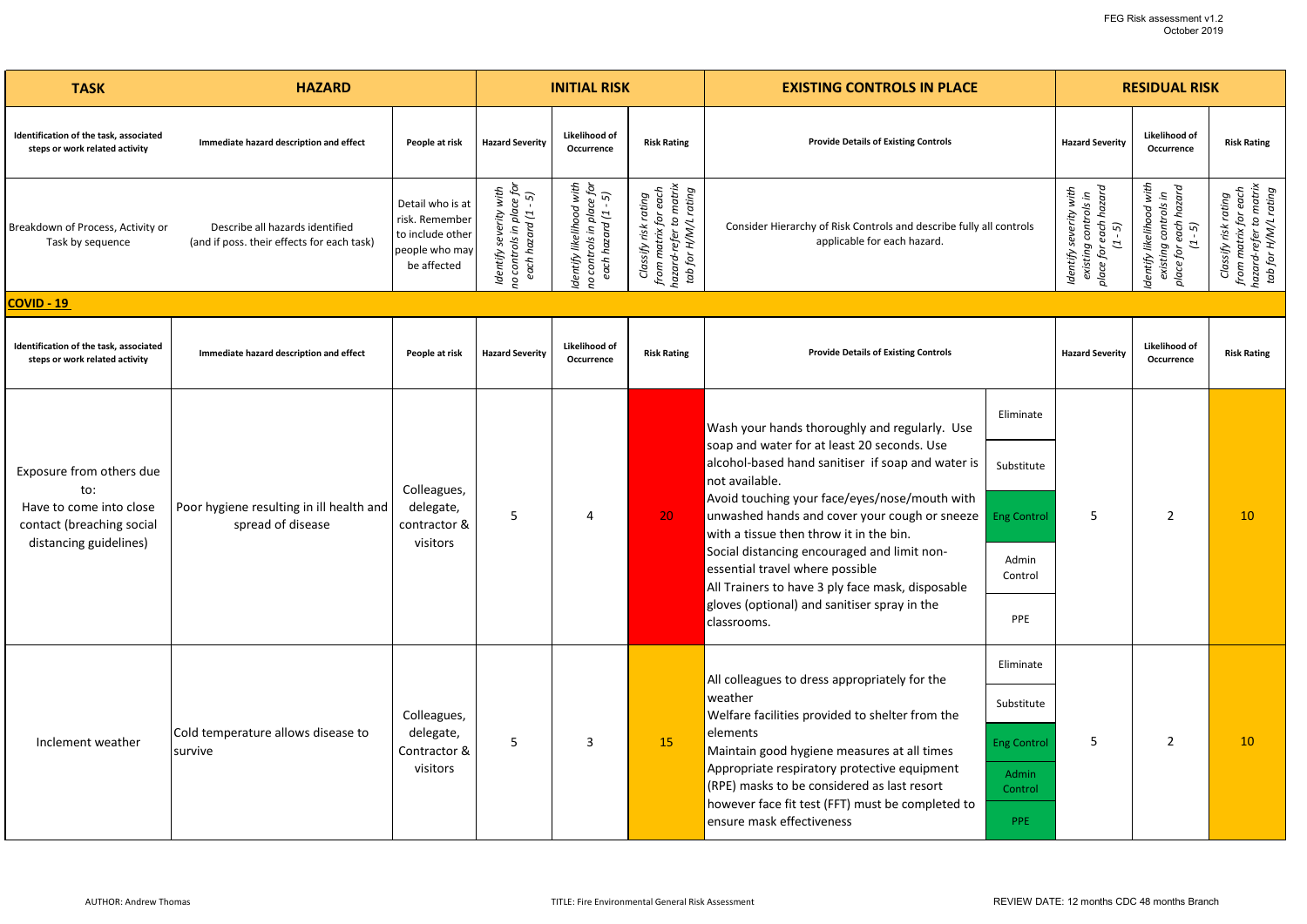| TASK | HAZARD | | INITIAL RISK | | | EXISTING CONTROLS IN PLACE | | RESIDUAL RISK | | |
|---|---|---|---|---|---|---|---|---|---|---|
| Identification of the task, associated steps or work related activity | Immediate hazard description and effect | People at risk | Hazard Severity | Likelihood of Occurrence | Risk Rating | Provide Details of Existing Controls | | Hazard Severity | Likelihood of Occurrence | Risk Rating |
| Breakdown of Process, Activity or Task by sequence | Describe all hazards identified (and if poss. their effects for each task) | Detail who is at risk. Remember to include other people who may be affected | Identify severity with no controls in place for each hazard (1 - 5) | Identify likelihood with no controls in place for each hazard (1 - 5) | Classify risk rating from matrix for each hazard-refer to matrix tab for H/M/L rating | Consider Hierarchy of Risk Controls and describe fully all controls applicable for each hazard. | | Identify severity with existing controls in place for each hazard (1 - 5) | Identify likelihood with existing controls in place for each hazard (1 - 5) | Classify risk rating from matrix for each hazard-refer to matrix tab for H/M/L rating |
| **COVID - 19** | | | | | | | | | | |
| Identification of the task, associated steps or work related activity | Immediate hazard description and effect | People at risk | Hazard Severity | Likelihood of Occurrence | Risk Rating | Provide Details of Existing Controls | | Hazard Severity | Likelihood of Occurrence | Risk Rating |
| Exposure from others due to: Have to come into close contact (breaching social distancing guidelines) | Poor hygiene resulting in ill health and spread of disease | Colleagues, delegate, contractor & visitors | 5 | 4 | 20 | Wash your hands thoroughly and regularly. Use soap and water for at least 20 seconds. Use alcohol-based hand sanitiser if soap and water is not available. Avoid touching your face/eyes/nose/mouth with unwashed hands and cover your cough or sneeze with a tissue then throw it in the bin. Social distancing encouraged and limit non-essential travel where possible. All Trainers to have 3 ply face mask, disposable gloves (optional) and sanitiser spray in the classrooms. | Eliminate / Substitute / Eng Control / Admin Control / PPE | 5 | 2 | 10 |
| Inclement weather | Cold temperature allows disease to survive | Colleagues, delegate, Contractor & visitors | 5 | 3 | 15 | All colleagues to dress appropriately for the weather. Welfare facilities provided to shelter from the elements. Maintain good hygiene measures at all times. Appropriate respiratory protective equipment (RPE) masks to be considered as last resort however face fit test (FFT) must be completed to ensure mask effectiveness | Eliminate / Substitute / Eng Control / Admin Control / PPE | 5 | 2 | 10 |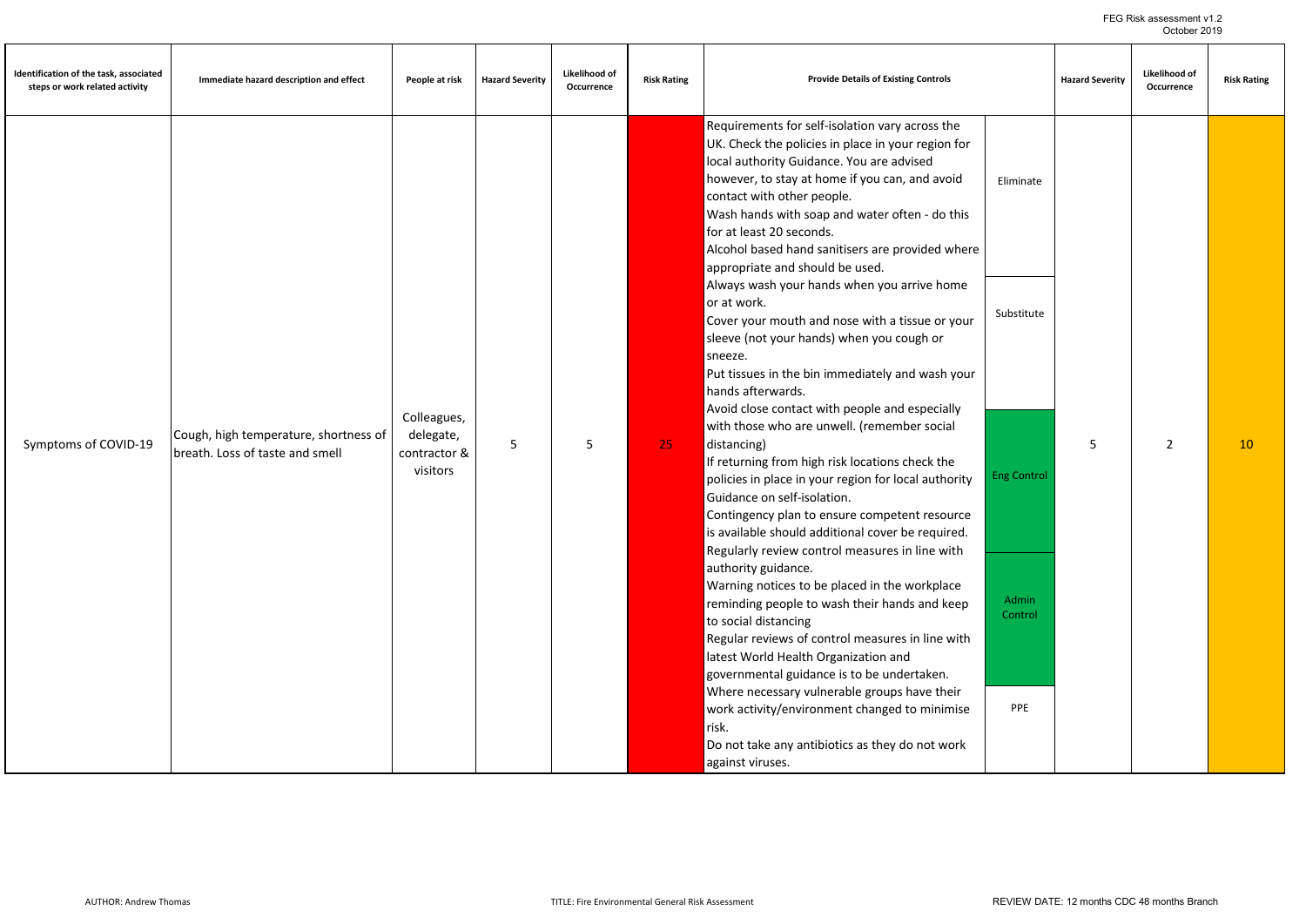| Identification of the task, associated steps or work related activity | Immediate hazard description and effect | People at risk | Hazard Severity | Likelihood of Occurrence | Risk Rating | Provide Details of Existing Controls | | Hazard Severity | Likelihood of Occurrence | Risk Rating |
|---|---|---|---|---|---|---|---|---|---|---|
| Symptoms of COVID-19 | Cough, high temperature, shortness of breath. Loss of taste and smell | Colleagues, delegate, contractor & visitors | 5 | 5 | 25 | Requirements for self-isolation vary across the UK. Check the policies in place in your region for local authority Guidance. You are advised however, to stay at home if you can, and avoid contact with other people.<br>Wash hands with soap and water often - do this for at least 20 seconds.<br>Alcohol based hand sanitisers are provided where appropriate and should be used. | Eliminate | 5 | 2 | 10 |
| | | | | | | Always wash your hands when you arrive home or at work.<br>Cover your mouth and nose with a tissue or your sleeve (not your hands) when you cough or sneeze.<br>Put tissues in the bin immediately and wash your hands afterwards. | Substitute | | | |
| | | | | | | Avoid close contact with people and especially with those who are unwell. (remember social distancing)<br>If returning from high risk locations check the policies in place in your region for local authority Guidance on self-isolation.<br>Contingency plan to ensure competent resource is available should additional cover be required. | Eng Control | | | |
| | | | | | | Regularly review control measures in line with authority guidance.<br>Warning notices to be placed in the workplace reminding people to wash their hands and keep to social distancing<br>Regular reviews of control measures in line with latest World Health Organization and governmental guidance is to be undertaken. | Admin Control | | | |
| | | | | | | Where necessary vulnerable groups have their work activity/environment changed to minimise risk.<br>Do not take any antibiotics as they do not work against viruses. | PPE | | | |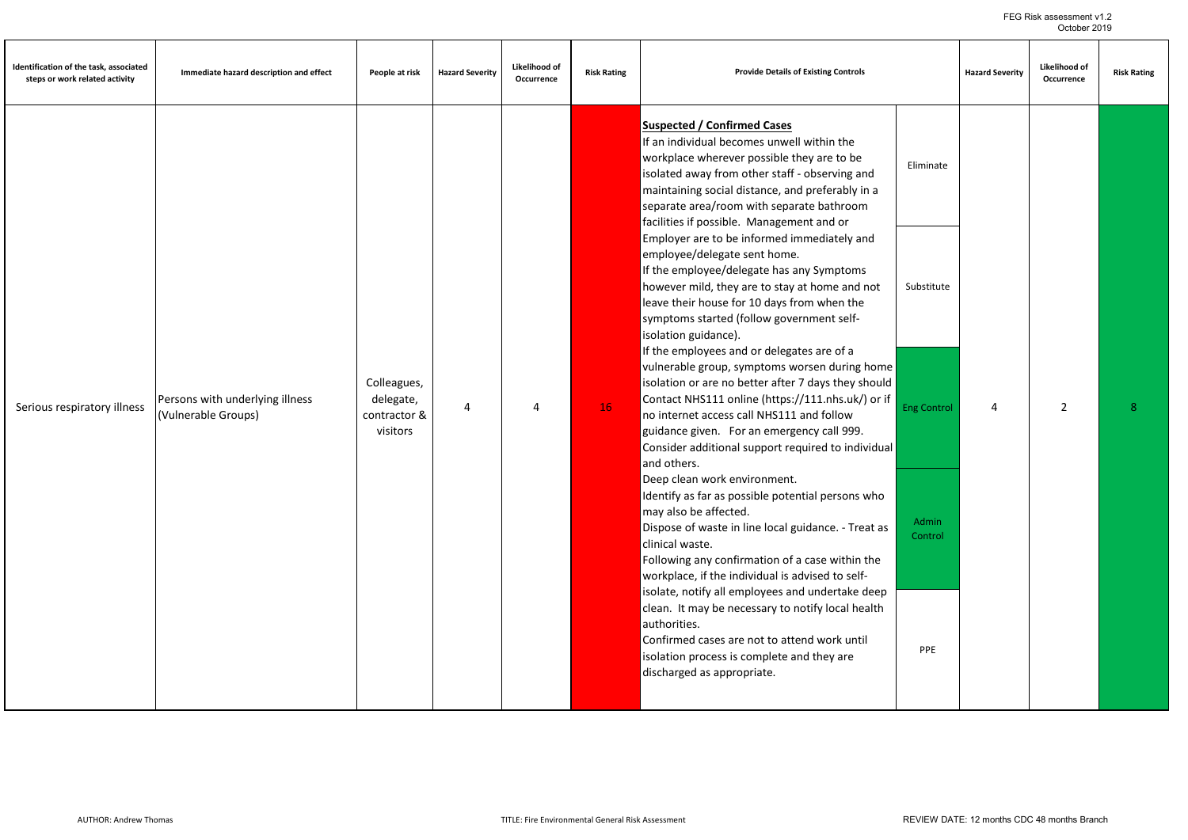| Identification of the task, associated steps or work related activity | Immediate hazard description and effect | People at risk | Hazard Severity | Likelihood of Occurrence | Risk Rating | Provide Details of Existing Controls | | Hazard Severity | Likelihood of Occurrence | Risk Rating |
|---|---|---|---|---|---|---|---|---|---|---|
| Serious respiratory illness | Persons with underlying illness (Vulnerable Groups) | Colleagues, delegate, contractor & visitors | 4 | 4 | 16 | **Suspected / Confirmed Cases**<br>If an individual becomes unwell within the workplace wherever possible they are to be isolated away from other staff - observing and maintaining social distance, and preferably in a separate area/room with separate bathroom facilities if possible. Management and or Employer are to be informed immediately and employee/delegate sent home.<br>If the employee/delegate has any Symptoms however mild, they are to stay at home and not leave their house for 10 days from when the symptoms started (follow government self-isolation guidance).<br>If the employees and or delegates are of a vulnerable group, symptoms worsen during home isolation or are no better after 7 days they should Contact NHS111 online (https://111.nhs.uk/) or if no internet access call NHS111 and follow guidance given. For an emergency call 999.<br>Consider additional support required to individual and others.<br>Deep clean work environment.<br>Identify as far as possible potential persons who may also be affected.<br>Dispose of waste in line local guidance. - Treat as clinical waste.<br>Following any confirmation of a case within the workplace, if the individual is advised to self-isolate, notify all employees and undertake deep clean. It may be necessary to notify local health authorities.<br>Confirmed cases are not to attend work until isolation process is complete and they are discharged as appropriate. | Eliminate<br>Substitute<br>Eng Control<br>Admin Control<br>PPE | 4 | 2 | 8 |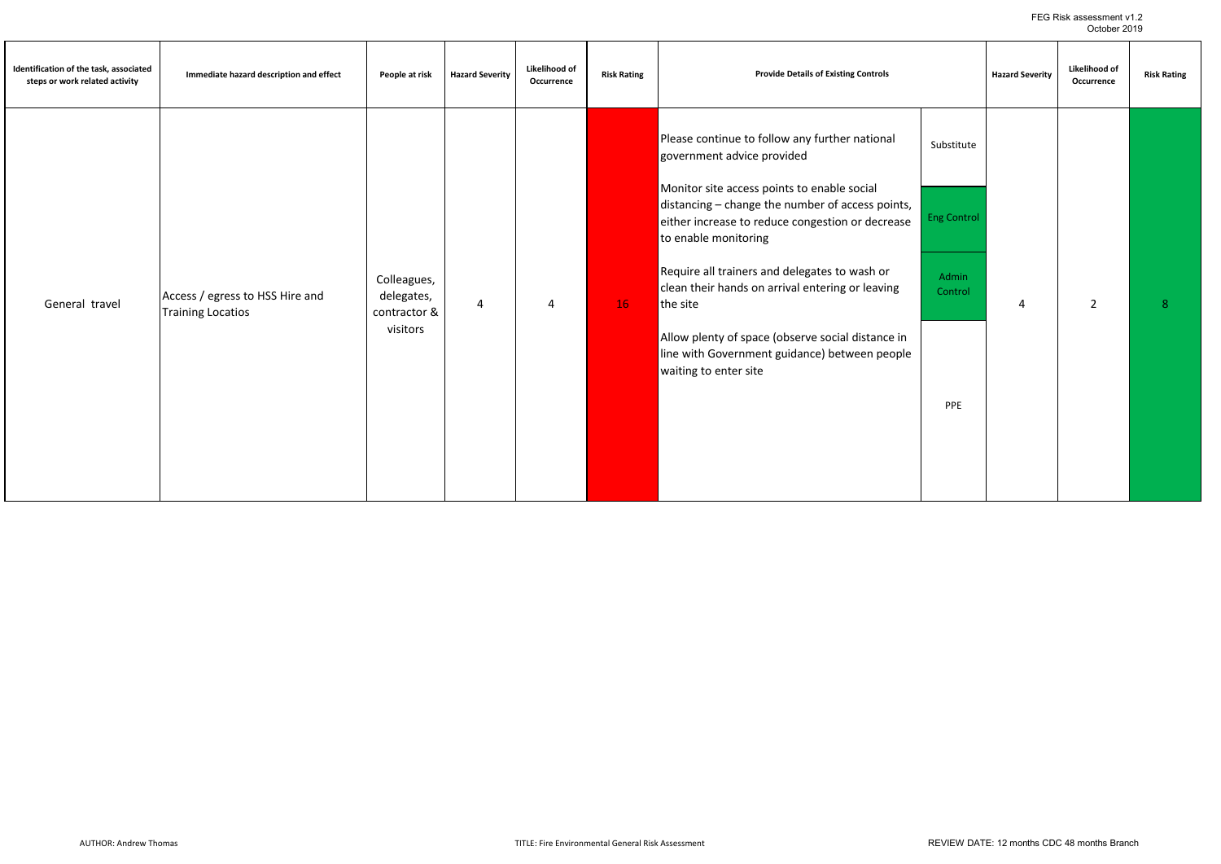| Identification of the task, associated steps or work related activity | Immediate hazard description and effect | People at risk | Hazard Severity | Likelihood of Occurrence | Risk Rating | Provide Details of Existing Controls | | Hazard Severity | Likelihood of Occurrence | Risk Rating |
|---|---|---|---|---|---|---|---|---|---|---|
| General travel | Access / egress to HSS Hire and Training Locatios | Colleagues, delegates, contractor & visitors | 4 | 4 | 16 | Please continue to follow any further national government advice provided | Substitute | 4 | 2 | 8 |
| | | | | | | Monitor site access points to enable social distancing – change the number of access points, either increase to reduce congestion or decrease to enable monitoring | Eng Control | | | |
| | | | | | | Require all trainers and delegates to wash or clean their hands on arrival entering or leaving the site | Admin Control | | | |
| | | | | | | Allow plenty of space (observe social distance in line with Government guidance) between people waiting to enter site | PPE | | | |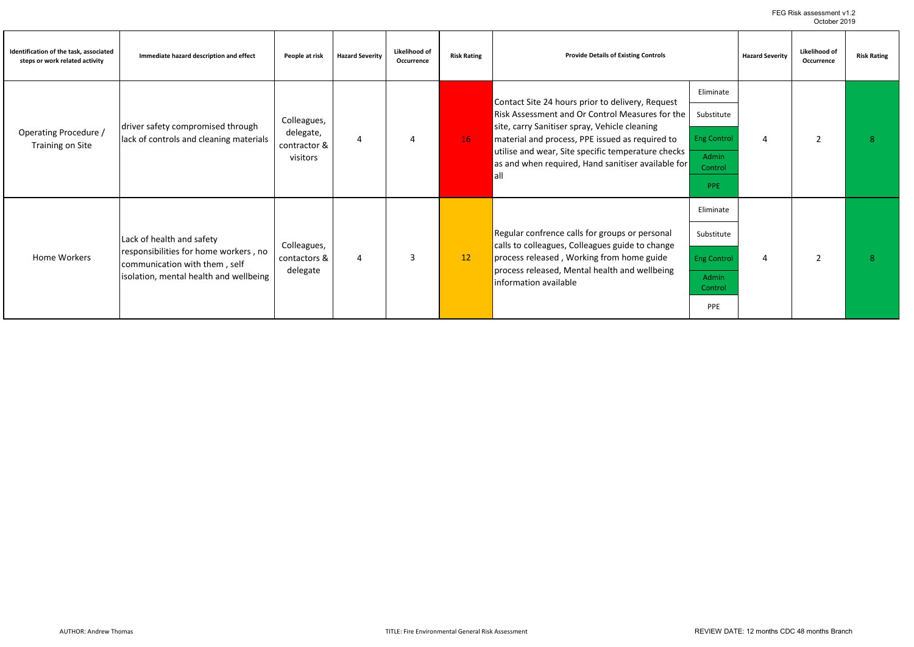| Identification of the task, associated steps or work related activity | Immediate hazard description and effect | People at risk | Hazard Severity | Likelihood of Occurrence | Risk Rating | Provide Details of Existing Controls | | Hazard Severity | Likelihood of Occurrence | Risk Rating |
|---|---|---|---|---|---|---|---|---|---|---|
| Operating Procedure / Training on Site | driver safety compromised through lack of controls and cleaning materials | Colleagues, delegate, contractor & visitors | 4 | 4 | 16 | Contact Site 24 hours prior to delivery, Request Risk Assessment and Or Control Measures for the site, carry Sanitiser spray, Vehicle cleaning material and process, PPE issued as required to utilise and wear, Site specific temperature checks as and when required, Hand sanitiser available for all | Eliminate<br>Substitute<br>Eng Control<br>Admin Control<br>PPE | 4 | 2 | 8 |
| Home Workers | Lack of health and safety responsibilities for home workers , no communication with them , self isolation, mental health and wellbeing | Colleagues, contactors & delegate | 4 | 3 | 12 | Regular confrence calls for groups or personal calls to colleagues, Colleagues guide to change process released , Working from home guide process released, Mental health and wellbeing information available | Eliminate<br>Substitute<br>Eng Control<br>Admin Control<br>PPE | 4 | 2 | 8 |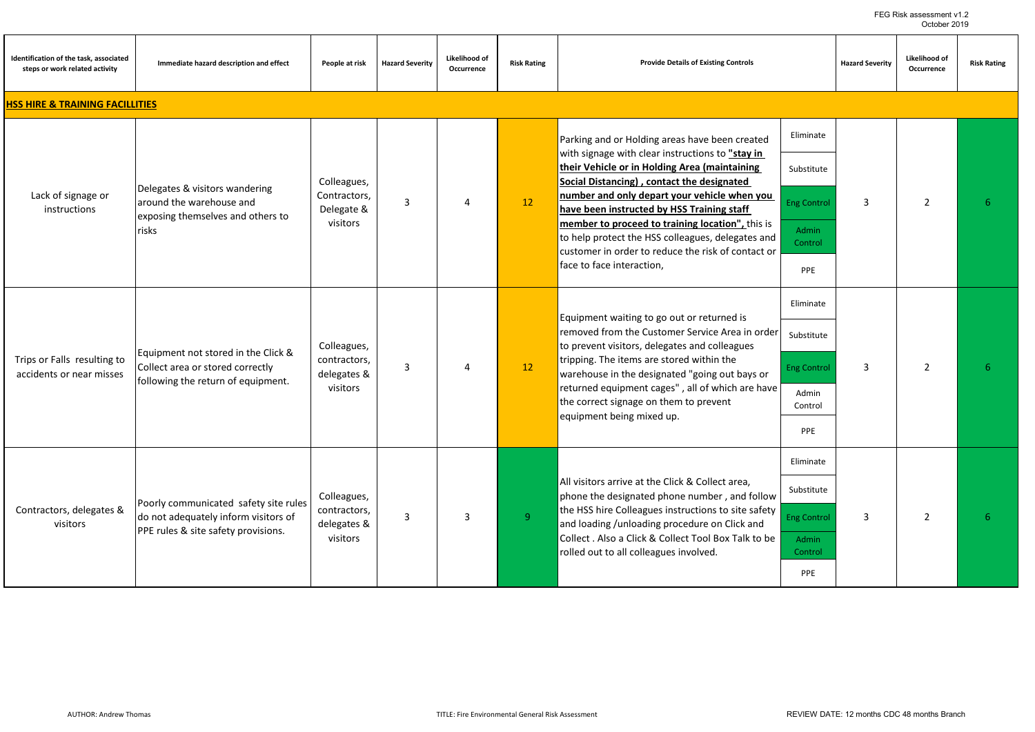| Identification of the task, associated steps or work related activity | Immediate hazard description and effect | People at risk | Hazard Severity | Likelihood of Occurrence | Risk Rating | Provide Details of Existing Controls | | Hazard Severity | Likelihood of Occurrence | Risk Rating |
|---|---|---|---|---|---|---|---|---|---|---|
| **HSS HIRE & TRAINING FACILLITIES** | | | | | | | | | | |
| Lack of signage or instructions | Delegates & visitors wandering around the warehouse and exposing themselves and others to risks | Colleagues, Contractors, Delegate & visitors | 3 | 4 | 12 | Parking and or Holding areas have been created with signage with clear instructions to **"stay in their Vehicle or in Holding Area (maintaining Social Distancing) , contact the designated number and only depart your vehicle when you have been instructed by HSS Training staff member to proceed to training location",** this is to help protect the HSS colleagues, delegates and customer in order to reduce the risk of contact or face to face interaction, | Eliminate<br>Substitute<br>Eng Control<br>Admin Control<br>PPE | 3 | 2 | 6 |
| Trips or Falls resulting to accidents or near misses | Equipment not stored in the Click & Collect area or stored correctly following the return of equipment. | Colleagues, contractors, delegates & visitors | 3 | 4 | 12 | Equipment waiting to go out or returned is removed from the Customer Service Area in order to prevent visitors, delegates and colleagues tripping. The items are stored within the warehouse in the designated "going out bays or returned equipment cages" , all of which are have the correct signage on them to prevent equipment being mixed up. | Eliminate<br>Substitute<br>Eng Control<br>Admin Control<br>PPE | 3 | 2 | 6 |
| Contractors, delegates & visitors | Poorly communicated safety site rules do not adequately inform visitors of PPE rules & site safety provisions. | Colleagues, contractors, delegates & visitors | 3 | 3 | 9 | All visitors arrive at the Click & Collect area, phone the designated phone number , and follow the HSS hire Colleagues instructions to site safety and loading /unloading procedure on Click and Collect . Also a Click & Collect Tool Box Talk to be rolled out to all colleagues involved. | Eliminate<br>Substitute<br>Eng Control<br>Admin Control<br>PPE | 3 | 2 | 6 |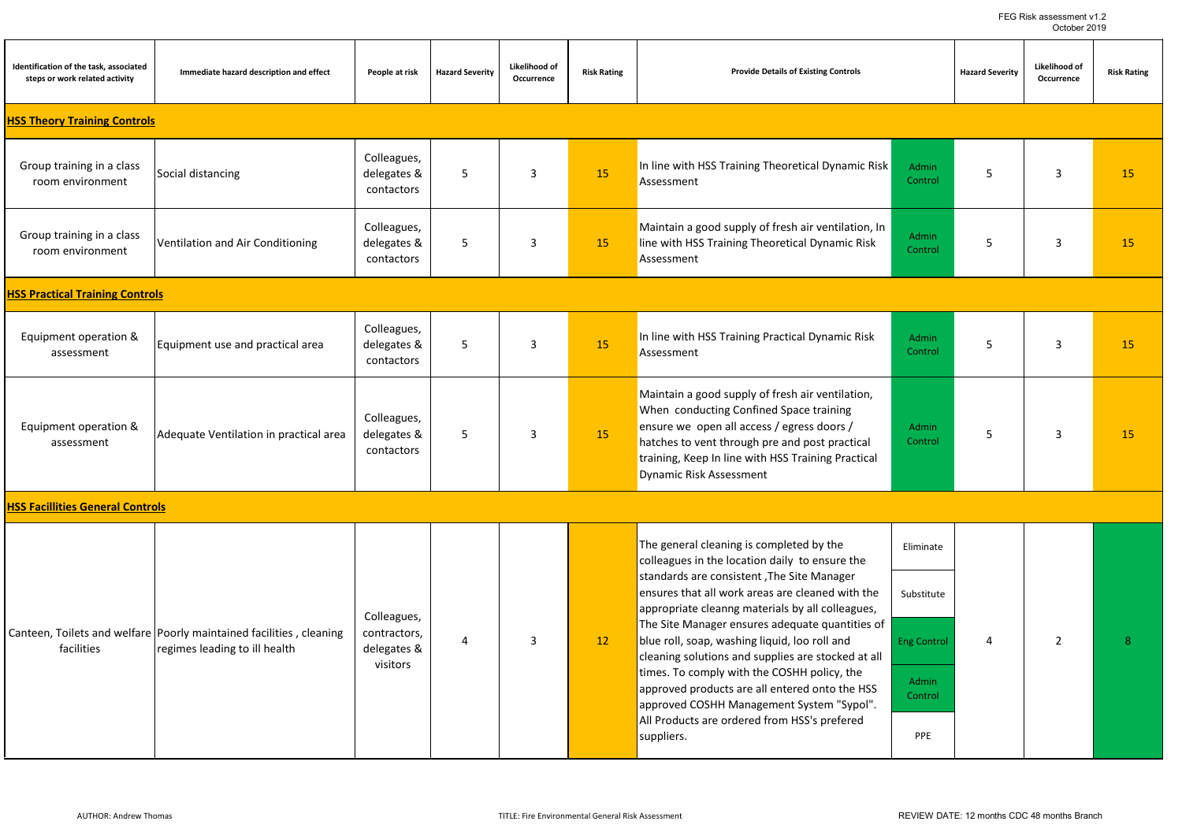| Identification of the task, associated steps or work related activity | Immediate hazard description and effect | People at risk | Hazard Severity | Likelihood of Occurrence | Risk Rating | Provide Details of Existing Controls | | Hazard Severity | Likelihood of Occurrence | Risk Rating |
|---|---|---|---|---|---|---|---|---|---|---|
| **HSS Theory Training Controls** | | | | | | | | | | |
| Group training in a class room environment | Social distancing | Colleagues, delegates & contactors | 5 | 3 | 15 | In line with HSS Training Theoretical Dynamic Risk Assessment | Admin Control | 5 | 3 | 15 |
| Group training in a class room environment | Ventilation and Air Conditioning | Colleagues, delegates & contactors | 5 | 3 | 15 | Maintain a good supply of fresh air ventilation, In line with HSS Training Theoretical Dynamic Risk Assessment | Admin Control | 5 | 3 | 15 |
| **HSS Practical Training Controls** | | | | | | | | | | |
| Equipment operation & assessment | Equipment use and practical area | Colleagues, delegates & contactors | 5 | 3 | 15 | In line with HSS Training Practical Dynamic Risk Assessment | Admin Control | 5 | 3 | 15 |
| Equipment operation & assessment | Adequate Ventilation in practical area | Colleagues, delegates & contactors | 5 | 3 | 15 | Maintain a good supply of fresh air ventilation, When conducting Confined Space training ensure we open all access / egress doors / hatches to vent through pre and post practical training, Keep In line with HSS Training Practical Dynamic Risk Assessment | Admin Control | 5 | 3 | 15 |
| **HSS Facillities General Controls** | | | | | | | | | | |
| Canteen, Toilets and welfare facilities | Poorly maintained facilities , cleaning regimes leading to ill health | Colleagues, contractors, delegates & visitors | 4 | 3 | 12 | The general cleaning is completed by the colleagues in the location daily to ensure the standards are consistent ,The Site Manager ensures that all work areas are cleaned with the appropriate cleanng materials by all colleagues, The Site Manager ensures adequate quantities of blue roll, soap, washing liquid, loo roll and cleaning solutions and supplies are stocked at all times. To comply with the COSHH policy, the approved products are all entered onto the HSS approved COSHH Management System "Sypol". All Products are ordered from HSS's prefered suppliers. | Eliminate<br>Substitute<br>Eng Control<br>Admin Control<br>PPE | 4 | 2 | 8 |

AUTHOR: Andrew Thomas | TITLE: Fire Environmental General Risk Assessment | REVIEW DATE: 12 months CDC 48 months Branch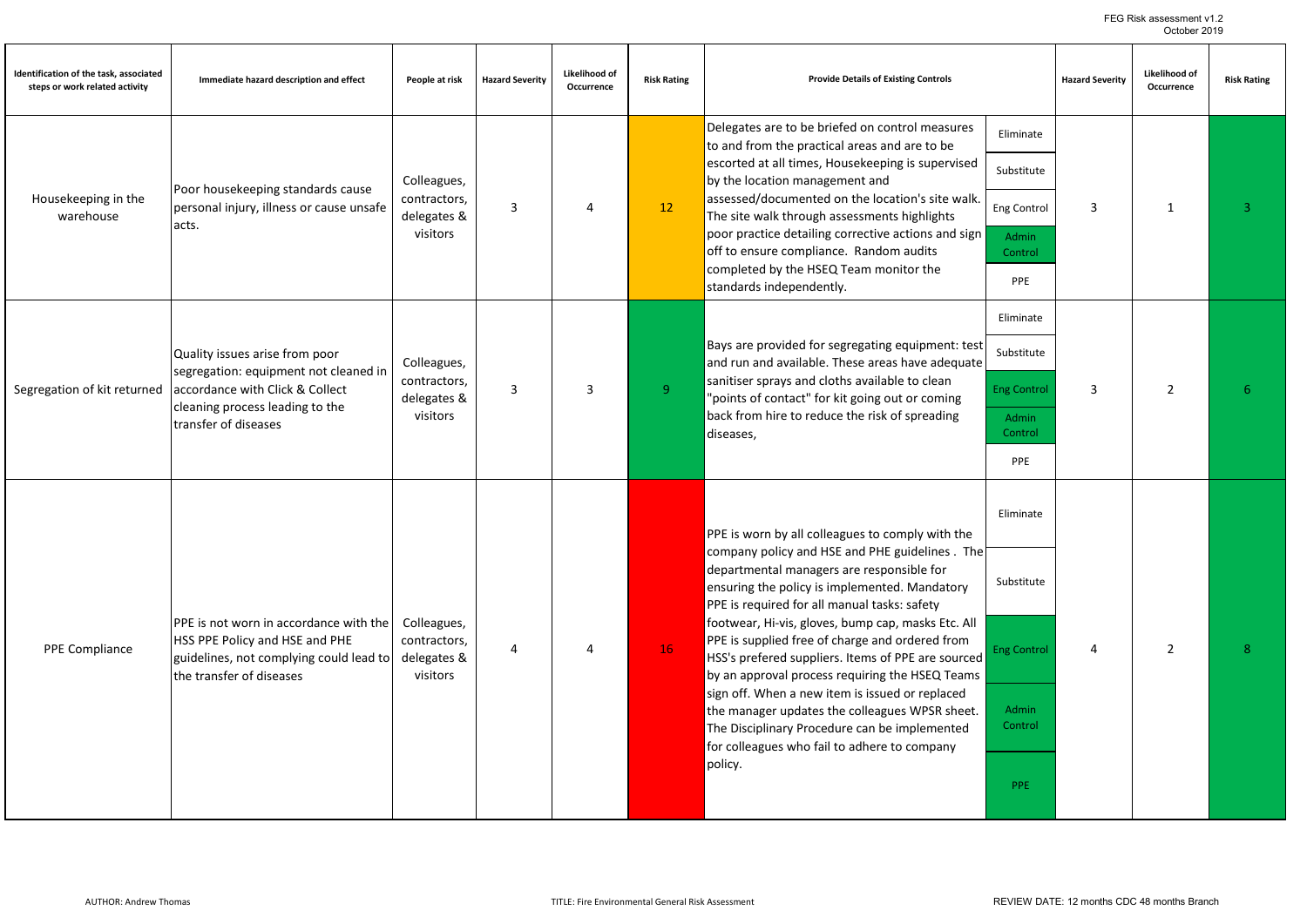| Identification of the task, associated steps or work related activity | Immediate hazard description and effect | People at risk | Hazard Severity | Likelihood of Occurrence | Risk Rating | Provide Details of Existing Controls | | Hazard Severity | Likelihood of Occurrence | Risk Rating |
|---|---|---|---|---|---|---|---|---|---|---|
| Housekeeping in the warehouse | Poor housekeeping standards cause personal injury, illness or cause unsafe acts. | Colleagues, contractors, delegates & visitors | 3 | 4 | 12 | Delegates are to be briefed on control measures to and from the practical areas and are to be escorted at all times, Housekeeping is supervised by the location management and assessed/documented on the location's site walk. The site walk through assessments highlights poor practice detailing corrective actions and sign off to ensure compliance. Random audits completed by the HSEQ Team monitor the standards independently. | Eliminate<br>Substitute<br>Eng Control<br>Admin Control<br>PPE | 3 | 1 | 3 |
| Segregation of kit returned | Quality issues arise from poor segregation: equipment not cleaned in accordance with Click & Collect cleaning process leading to the transfer of diseases | Colleagues, contractors, delegates & visitors | 3 | 3 | 9 | Bays are provided for segregating equipment: test and run and available. These areas have adequate sanitiser sprays and cloths available to clean "points of contact" for kit going out or coming back from hire to reduce the risk of spreading diseases, | Eliminate<br>Substitute<br>Eng Control<br>Admin Control<br>PPE | 3 | 2 | 6 |
| PPE Compliance | PPE is not worn in accordance with the HSS PPE Policy and HSE and PHE guidelines, not complying could lead to the transfer of diseases | Colleagues, contractors, delegates & visitors | 4 | 4 | 16 | PPE is worn by all colleagues to comply with the company policy and HSE and PHE guidelines . The departmental managers are responsible for ensuring the policy is implemented. Mandatory PPE is required for all manual tasks: safety footwear, Hi-vis, gloves, bump cap, masks Etc. All PPE is supplied free of charge and ordered from HSS's prefered suppliers. Items of PPE are sourced by an approval process requiring the HSEQ Teams sign off. When a new item is issued or replaced the manager updates the colleagues WPSR sheet. The Disciplinary Procedure can be implemented for colleagues who fail to adhere to company policy. | Eliminate<br>Substitute<br>Eng Control<br>Admin Control<br>PPE | 4 | 2 | 8 |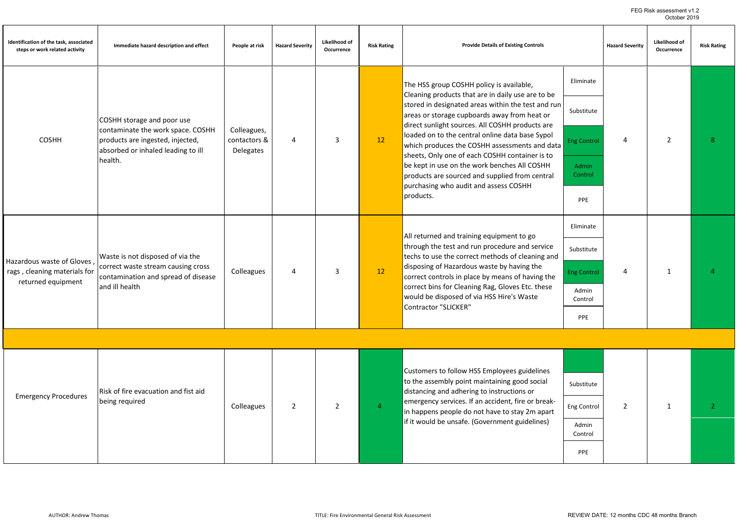| Identification of the task, associated steps or work related activity | Immediate hazard description and effect | People at risk | Hazard Severity | Likelihood of Occurrence | Risk Rating | Provide Details of Existing Controls | | Hazard Severity | Likelihood of Occurrence | Risk Rating |
|---|---|---|---|---|---|---|---|---|---|---|
| COSHH | COSHH storage and poor use contaminate the work space. COSHH products are ingested, injected, absorbed or inhaled leading to ill health. | Colleagues, contactors & Delegates | 4 | 3 | 12 | The HSS group COSHH policy is available, Cleaning products that are in daily use are to be stored in designated areas within the test and run areas or storage cupboards away from heat or direct sunlight sources. All COSHH products are loaded on to the central online data base Sypol which produces the COSHH assessments and data sheets, Only one of each COSHH container is to be kept in use on the work benches All COSHH products are sourced and supplied from central purchasing who audit and assess COSHH products. | Eliminate<br>Substitute<br>Eng Control<br>Admin Control<br>PPE | 4 | 2 | 8 |
| Hazardous waste of Gloves , rags , cleaning materials for returned equipment | Waste is not disposed of via the correct waste stream causing cross contamination and spread of disease and ill health | Colleagues | 4 | 3 | 12 | All returned and training equipment to go through the test and run procedure and service techs to use the correct methods of cleaning and disposing of Hazardous waste by having the correct controls in place by means of having the correct bins for Cleaning Rag, Gloves Etc. these would be disposed of via HSS Hire's Waste Contractor "SLICKER" | Eliminate<br>Substitute<br>Eng Control<br>Admin Control<br>PPE | 4 | 1 | 4 |
| | | | | | | | | | | |
| Emergency Procedures | Risk of fire evacuation and fist aid being required | Colleagues | 2 | 2 | 4 | Customers to follow HSS Employees guidelines to the assembly point maintaining good social distancing and adhering to instructions or emergency services. If an accident, fire or break-in happens people do not have to stay 2m apart if it would be unsafe. (Government guidelines) | Substitute<br>Eng Control<br>Admin Control<br>PPE | 2 | 1 | 2 |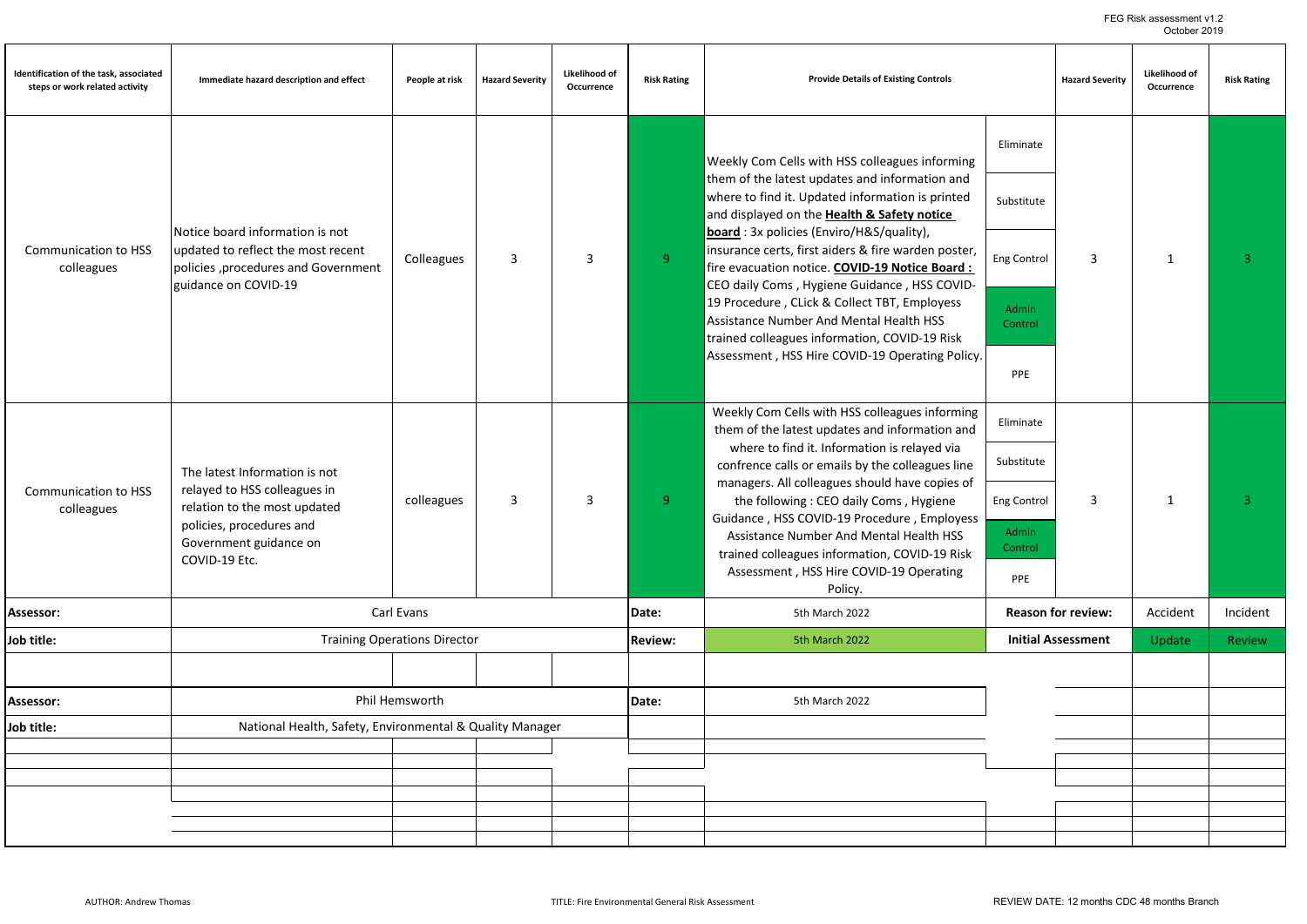| Identification of the task, associated steps or work related activity | Immediate hazard description and effect | People at risk | Hazard Severity | Likelihood of Occurrence | Risk Rating | Provide Details of Existing Controls | | Hazard Severity | Likelihood of Occurrence | Risk Rating |
|---|---|---|---|---|---|---|---|---|---|---|
| Communication to HSS colleagues | Notice board information is not updated to reflect the most recent policies ,procedures and Government guidance on COVID-19 | Colleagues | 3 | 3 | 9 | Weekly Com Cells with HSS colleagues informing them of the latest updates and information and where to find it. Updated information is printed and displayed on the **Health & Safety notice board** : 3x policies (Enviro/H&S/quality), insurance certs, first aiders & fire warden poster, fire evacuation notice. **COVID-19 Notice Board :** CEO daily Coms , Hygiene Guidance , HSS COVID-19 Procedure , CLick & Collect TBT, Employess Assistance Number And Mental Health HSS trained colleagues information, COVID-19 Risk Assessment , HSS Hire COVID-19 Operating Policy. | Eliminate<br>Substitute<br>Eng Control<br>Admin Control<br>PPE | 3 | 1 | 3 |
| Communication to HSS colleagues | The latest Information is not relayed to HSS colleagues in relation to the most updated policies, procedures and Government guidance on COVID-19 Etc. | colleagues | 3 | 3 | 9 | Weekly Com Cells with HSS colleagues informing them of the latest updates and information and where to find it. Information is relayed via confrence calls or emails by the colleagues line managers. All colleagues should have copies of the following : CEO daily Coms , Hygiene Guidance , HSS COVID-19 Procedure , Employess Assistance Number And Mental Health HSS trained colleagues information, COVID-19 Risk Assessment , HSS Hire COVID-19 Operating Policy. | Eliminate<br>Substitute<br>Eng Control<br>Admin Control<br>PPE | 3 | 1 | 3 |

| | | | | |
|---|---|---|---|---|
| **Assessor:** | Carl Evans | **Date:** | 5th March 2022 | **Reason for review:** Accident / Incident |
| **Job title:** | Training Operations Director | **Review:** | 5th March 2022 | **Initial Assessment** / Update / Review |
| **Assessor:** | Phil Hemsworth | **Date:** | 5th March 2022 | |
| **Job title:** | National Health, Safety, Environmental & Quality Manager | | | |